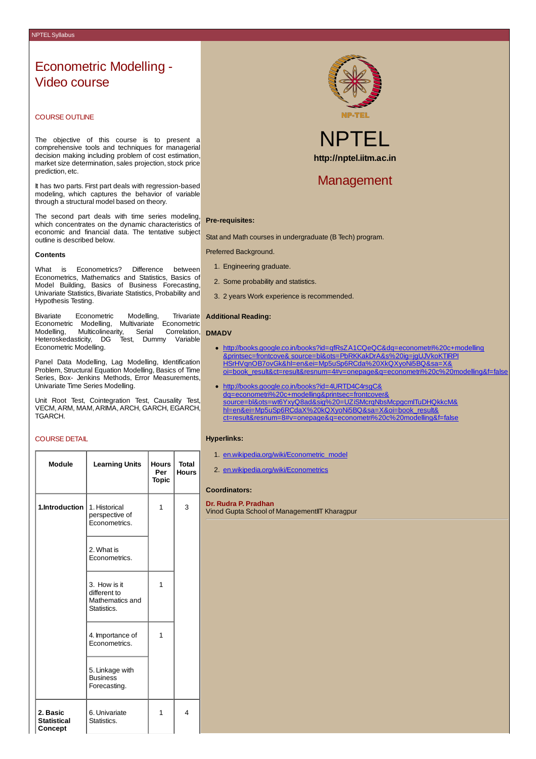# Econometric Modelling - Video course

## COURSE OUTLINE

The objective of this course is to present a comprehensive tools and techniques for managerial decision making including problem of cost estimation, market size determination, sales projection, stock price prediction, etc.

It has two parts. First part deals with regression-based modeling, which captures the behavior of variable through a structural model based on theory.

The second part deals with time series modeling, which concentrates on the dynamic characteristics of economic and financial data. The tentative subject outline is described below.

**Contents**

What is Econometrics? Difference between Econometrics, Mathematics and Statistics, Basics of Model Building, Basics of Business Forecasting, Univariate Statistics, Bivariate Statistics, Probability and Hypothesis Testing.

Bivariate Econometric Modelling, Trivariate Econometric Modelling, Multivariate Econometric Modelling, Multicolinearity, Serial Correlation, Heteroskedasticity, DG Test, Dummy Variable Econometric Modelling.

Panel Data Modelling, Lag Modelling, Identification Problem, Structural Equation Modelling, Basics of Time Series, Box- Jenkins Methods, Error Measurements, Univariate Time Series Modelling.

Unit Root Test, Cointegration Test, Causality Test, VECM, ARM, MAM, ARIMA, ARCH, GARCH, EGARCH, TGARCH.

## COURSE DETAIL

| Module | Learning Units | Hours Per Topic | Total Hours |
|---|---|---|---|
| **1.Introduction** | 1. Historical perspective of Econometrics. | 1 | 3 |
| | 2. What is Econometrics. | | |
| | 3. How is it different to Mathematics and Statistics. | 1 | |
| | 4. Importance of Econometrics. | 1 | |
| | 5. Linkage with Business Forecasting. | | |
| **2. Basic Statistical Concept** | 6. Univariate Statistics. | 1 | 4 |

# NPTEL

**http://nptel.iitm.ac.in**

## Management

**Pre-requisites:**

Stat and Math courses in undergraduate (B Tech) program.

Preferred Background.

1. Engineering graduate.
2. Some probability and statistics.
3. 2 years Work experience is recommended.

**Additional Reading:**

**DMADV**

- http://books.google.co.in/books?id=qfRsZA1CQeQC&dq=econometri%20c+modelling&printsec=frontcove& source=bl&ots=PbRKKakDrA&s%20ig=jgUJVkoKTlRPIHSrHVqnOB7ovGk&hl=en&ei=Mp5uSp6RCda%20XkQXyoNi5BQ&sa=X&oi=book_result&ct=result&resnum=4#v=onepage&q=econometri%20c%20modelling&f=false
- http://books.google.co.in/books?id=4URTD4C4rsgC&dq=econometri%20c+modelling&printsec=frontcover&source=bl&ots=wt6YxyQ8ad&sig%20=UZiSMcrqNbsMcpgcmlTuDHQkkcM&hl=en&ei=Mp5uSp6RCdaX%20kQXyoNi5BQ&sa=X&oi=book_result&ct=result&resnum=8#v=onepage&q=econometri%20c%20modelling&f=false

**Hyperlinks:**

1. en.wikipedia.org/wiki/Econometric_model
2. en.wikipedia.org/wiki/Econometrics

**Coordinators:**

**Dr. Rudra P. Pradhan**
Vinod Gupta School of ManagementIIT Kharagpur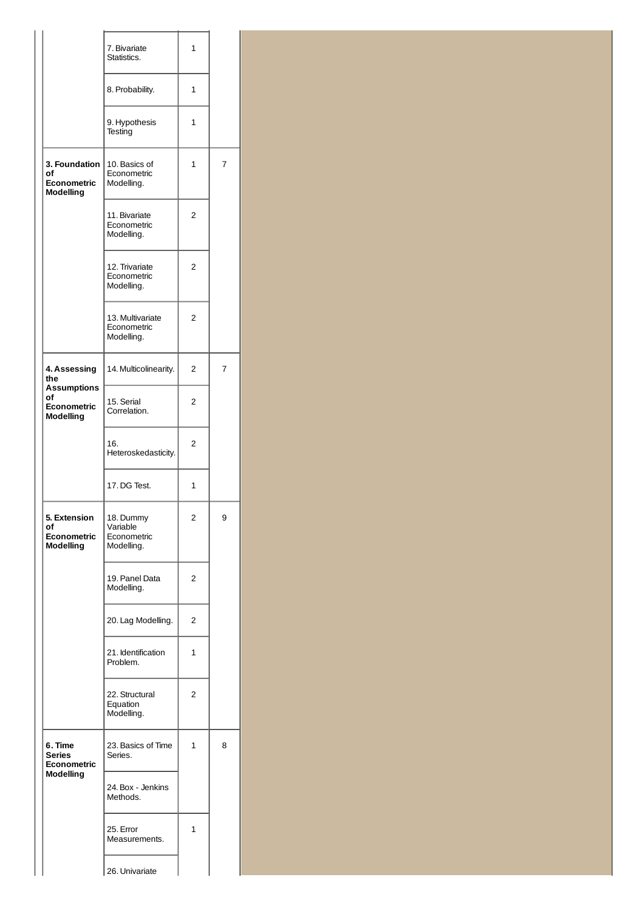| | | | |
|---|---|---|---|
| | 7. Bivariate Statistics. | 1 | |
| | 8. Probability. | 1 | |
| | 9. Hypothesis Testing | 1 | |
| **3. Foundation of Econometric Modelling** | 10. Basics of Econometric Modelling. | 1 | 7 |
| | 11. Bivariate Econometric Modelling. | 2 | |
| | 12. Trivariate Econometric Modelling. | 2 | |
| | 13. Multivariate Econometric Modelling. | 2 | |
| **4. Assessing the Assumptions of Econometric Modelling** | 14. Multicolinearity. | 2 | 7 |
| | 15. Serial Correlation. | 2 | |
| | 16. Heteroskedasticity. | 2 | |
| | 17. DG Test. | 1 | |
| **5. Extension of Econometric Modelling** | 18. Dummy Variable Econometric Modelling. | 2 | 9 |
| | 19. Panel Data Modelling. | 2 | |
| | 20. Lag Modelling. | 2 | |
| | 21. Identification Problem. | 1 | |
| | 22. Structural Equation Modelling. | 2 | |
| **6. Time Series Econometric Modelling** | 23. Basics of Time Series. | 1 | 8 |
| | 24. Box - Jenkins Methods. | | |
| | 25. Error Measurements. | 1 | |
| | 26. Univariate | | |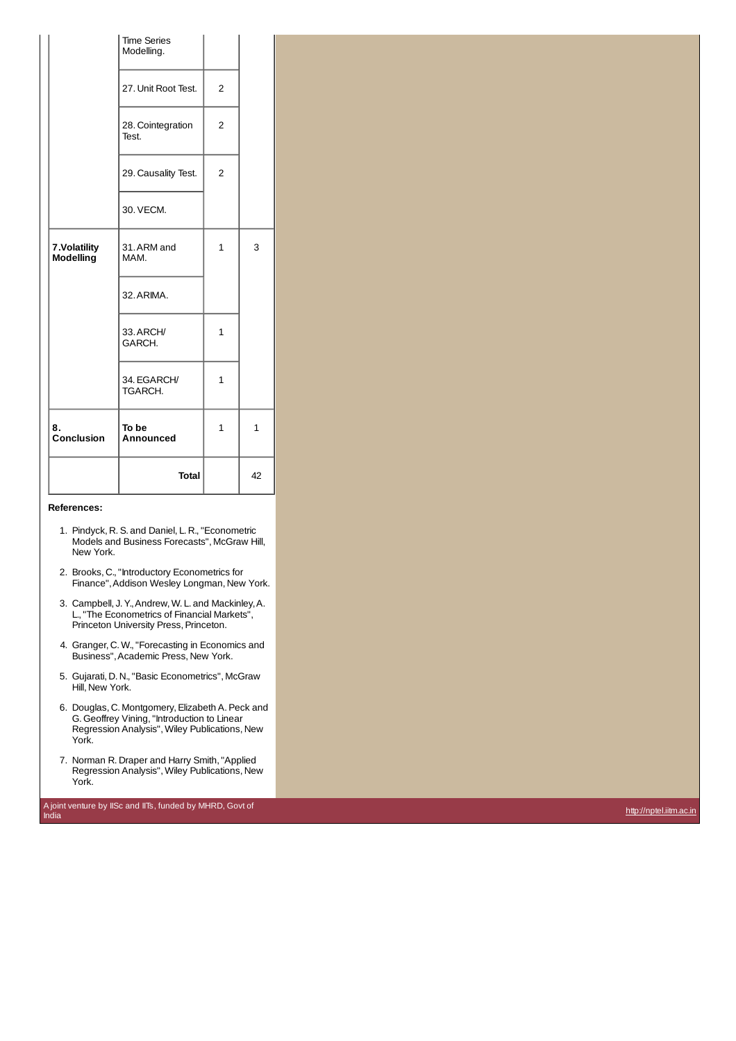| | | | |
|---|---|---|---|
| | Time Series Modelling. | | |
| | 27. Unit Root Test. | 2 | |
| | 28. Cointegration Test. | 2 | |
| | 29. Causality Test. | 2 | |
| | 30. VECM. | | |
| **7.Volatility Modelling** | 31. ARM and MAM. | 1 | 3 |
| | 32. ARIMA. | | |
| | 33. ARCH/ GARCH. | 1 | |
| | 34. EGARCH/ TGARCH. | 1 | |
| **8. Conclusion** | **To be Announced** | 1 | 1 |
| | **Total** | | 42 |

**References:**

1. Pindyck, R. S. and Daniel, L. R., "Econometric Models and Business Forecasts", McGraw Hill, New York.
2. Brooks, C., "Introductory Econometrics for Finance", Addison Wesley Longman, New York.
3. Campbell, J. Y., Andrew, W. L. and Mackinley, A. L., "The Econometrics of Financial Markets", Princeton University Press, Princeton.
4. Granger, C. W., "Forecasting in Economics and Business", Academic Press, New York.
5. Gujarati, D. N., "Basic Econometrics", McGraw Hill, New York.
6. Douglas, C. Montgomery, Elizabeth A. Peck and G. Geoffrey Vining, "Introduction to Linear Regression Analysis", Wiley Publications, New York.
7. Norman R. Draper and Harry Smith, "Applied Regression Analysis", Wiley Publications, New York.

A joint venture by IISc and IITs, funded by MHRD, Govt of India

http://nptel.iitm.ac.in